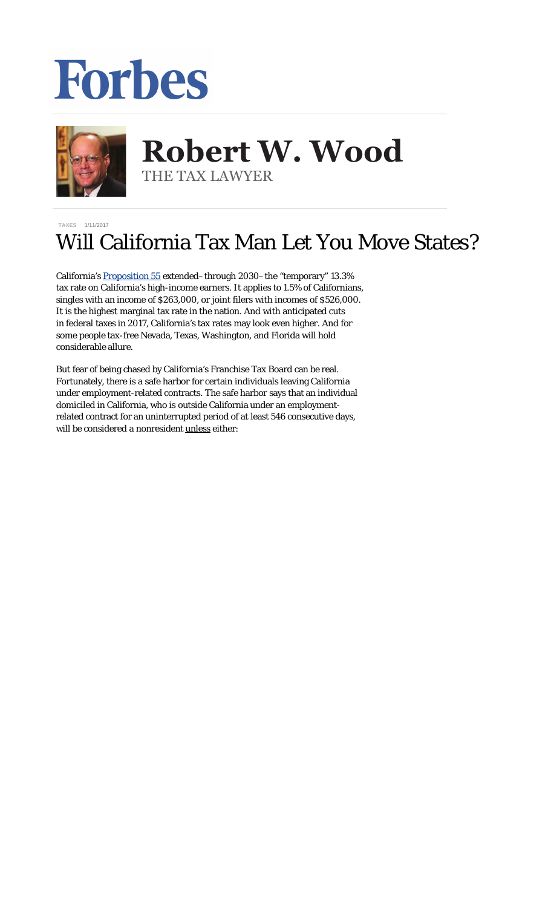Forbes

Robert W. Wood
THE TAX LAWYER

TAXES 1/11/2017

# Will California Tax Man Let You Move States?

California's [Proposition 55](https://ballotpedia.org/California_Proposition_55,_Extension_of_the_Proposition_30_Income_Tax_Increase_(2016)) extended–through 2030–the "temporary" 13.3% tax rate on California's high-income earners. It applies to 1.5% of Californians, singles with an income of $263,000, or joint filers with incomes of $526,000. It is the highest marginal tax rate in the nation. And with anticipated cuts in federal taxes in 2017, California's tax rates may look even higher. And for some people tax-free Nevada, Texas, Washington, and Florida will hold considerable allure.

But fear of being chased by California's Franchise Tax Board can be real. Fortunately, there is a safe harbor for certain individuals leaving California under employment-related contracts. The safe harbor says that an individual domiciled in California, who is outside California under an employment-related contract for an uninterrupted period of at least 546 consecutive days, will be considered a nonresident <u>unless</u> either: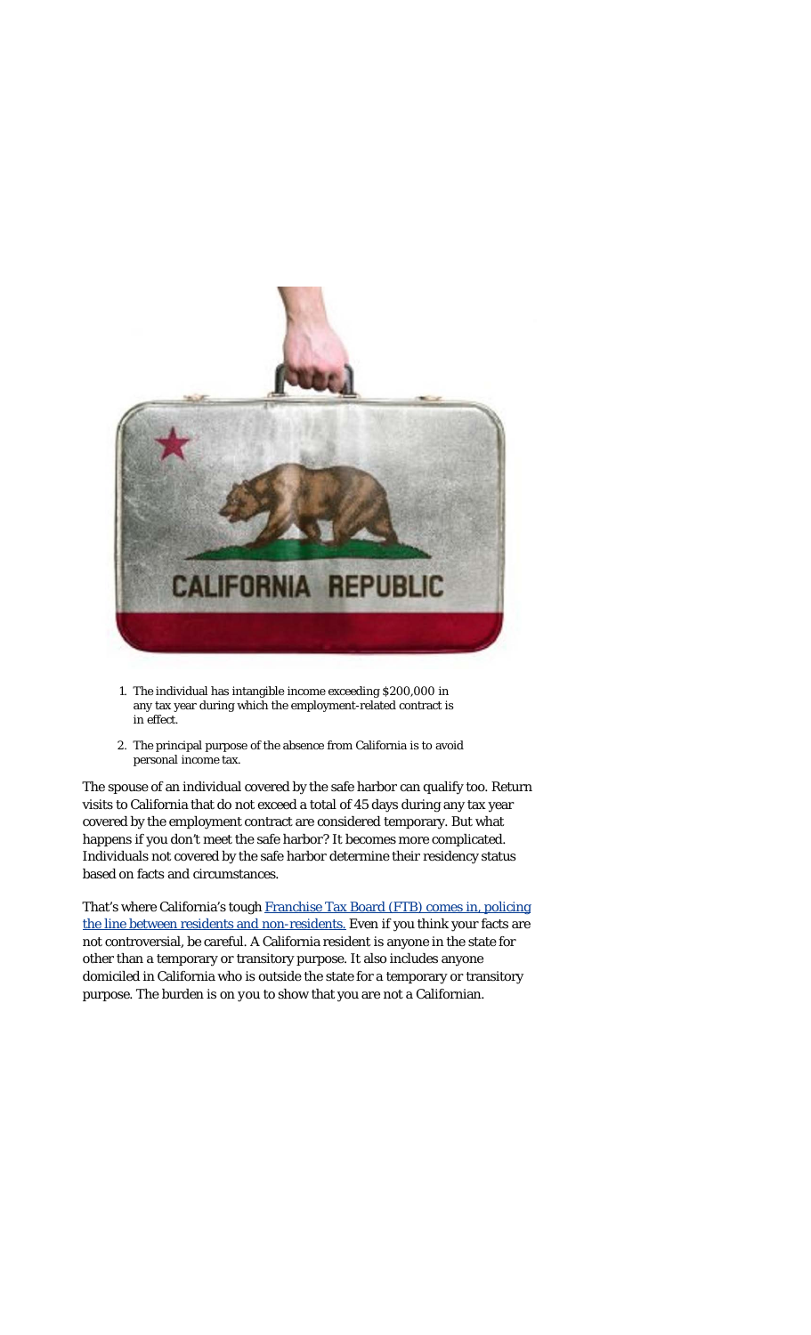1. The individual has intangible income exceeding $200,000 in any tax year during which the employment-related contract is in effect.
2. The principal purpose of the absence from California is to avoid personal income tax.

The spouse of an individual covered by the safe harbor can qualify too. Return visits to California that do not exceed a total of 45 days during any tax year covered by the employment contract are considered temporary. But what happens if you don't meet the safe harbor? It becomes more complicated. Individuals not covered by the safe harbor determine their residency status based on facts and circumstances.

That's where California's tough [Franchise Tax Board (FTB) comes in, policing the line between residents and non-residents.](#) Even if you think your facts are not controversial, be careful. A California resident is anyone in the state for other than a temporary or transitory purpose. It also includes anyone domiciled in California who is outside the state for a temporary or transitory purpose. The burden is on you to show that you are not a Californian.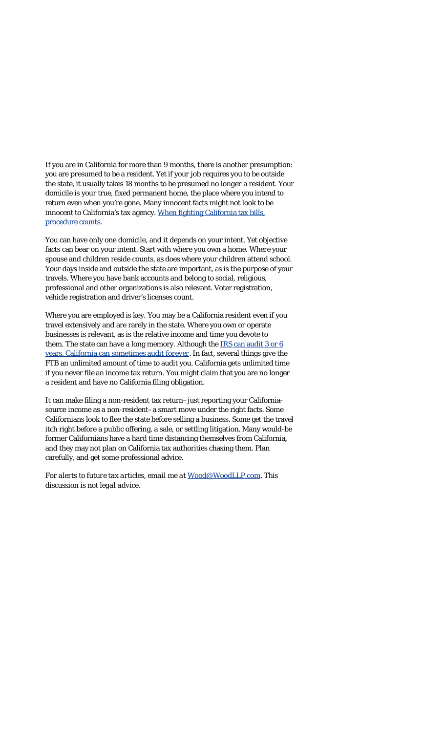If you are in California for more than 9 months, there is another presumption: you are presumed to be a resident. Yet if your job requires you to be outside the state, it usually takes 18 months to be presumed no longer a resident. Your domicile is your true, fixed permanent home, the place where you intend to return even when you're gone. Many innocent facts might not look to be innocent to California's tax agency. [When fighting California tax bills, procedure counts](#).

You can have only one domicile, and it depends on your intent. Yet objective facts can bear on your intent. Start with where you own a home. Where your spouse and children reside counts, as does where your children attend school. Your days inside and outside the state are important, as is the purpose of your travels. Where you have bank accounts and belong to social, religious, professional and other organizations is also relevant. Voter registration, vehicle registration and driver's licenses count.

Where you are employed is key. You may be a California resident even if you travel extensively and are rarely in the state. Where you own or operate businesses is relevant, as is the relative income and time you devote to them. The state can have a long memory. Although the [IRS can audit 3 or 6 years, California can sometimes audit forever](#). In fact, several things give the FTB an unlimited amount of time to audit you. California gets unlimited time if you never file an income tax return. You might claim that you are no longer a resident and have no California filing obligation.

It can make filing a non-resident tax return–just reporting your California-source income as a non-resident–a smart move under the right facts. Some Californians look to flee the state before selling a business. Some get the travel itch right before a public offering, a sale, or settling litigation. Many would-be former Californians have a hard time distancing themselves from California, and they may not plan on California tax authorities chasing them. Plan carefully, and get some professional advice.

*For alerts to future tax articles, email me at* [Wood@WoodLLP.com](mailto:Wood@WoodLLP.com)*. This discussion is not legal advice.*